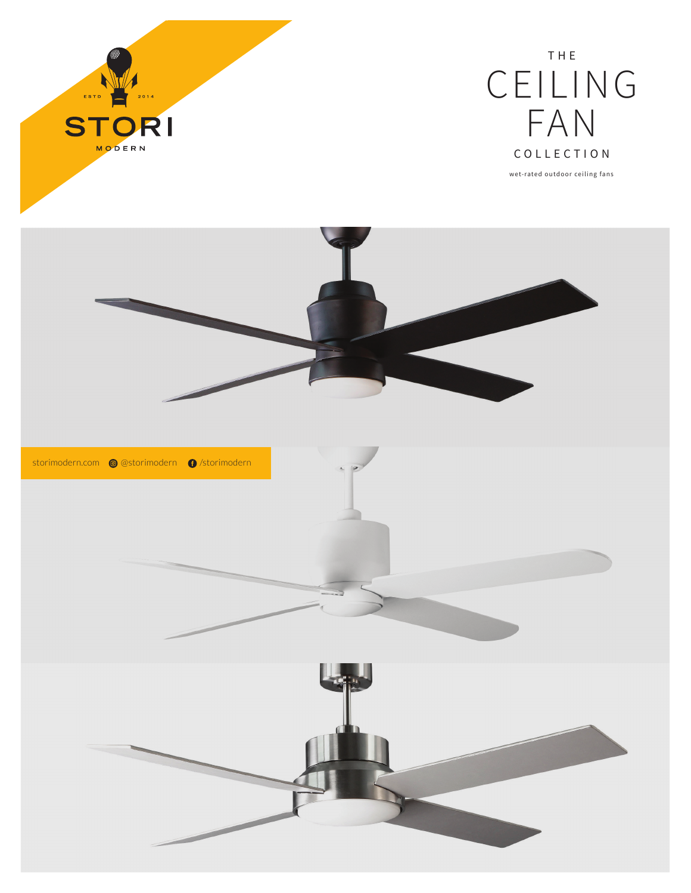ESTD 2014

STORI

MODERN

# THE CEILING FAN COLLECTION

wet-rated outdoor ceiling fans

storimodern.com @storimodern /storimodern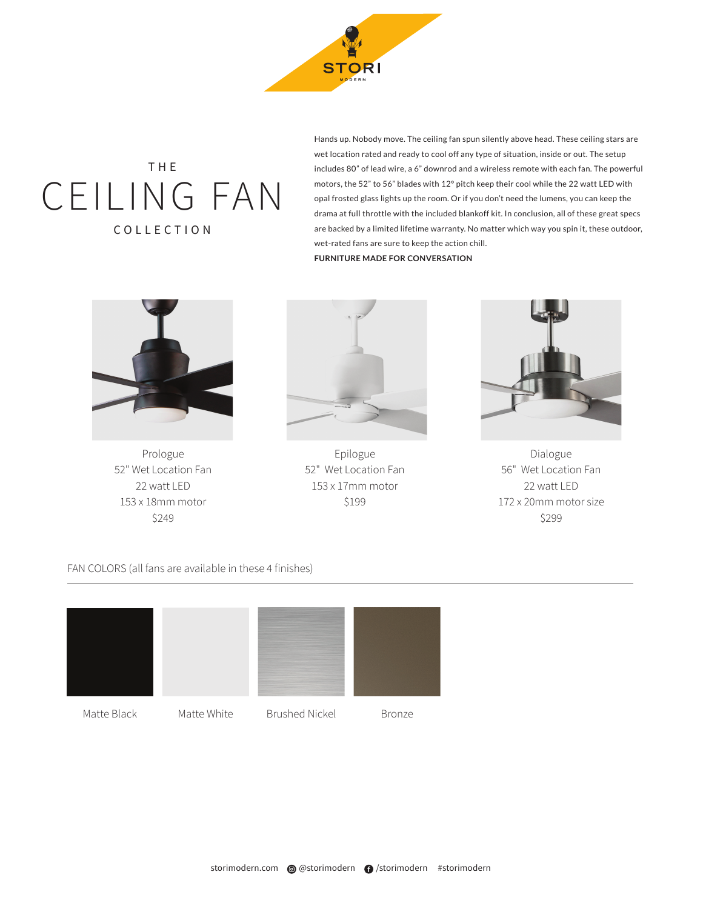STORI

MODERN

# THE CEILING FAN COLLECTION

Hands up. Nobody move. The ceiling fan spun silently above head. These ceiling stars are wet location rated and ready to cool off any type of situation, inside or out. The setup includes 80" of lead wire, a 6" downrod and a wireless remote with each fan. The powerful motors, the 52" to 56" blades with 12° pitch keep their cool while the 22 watt LED with opal frosted glass lights up the room. Or if you don't need the lumens, you can keep the drama at full throttle with the included blankoff kit. In conclusion, all of these great specs are backed by a limited lifetime warranty. No matter which way you spin it, these outdoor, wet-rated fans are sure to keep the action chill.

**FURNITURE MADE FOR CONVERSATION**

Prologue
52" Wet Location Fan
22 watt LED
153 x 18mm motor
$249

Epilogue
52" Wet Location Fan
153 x 17mm motor
$199

Dialogue
56" Wet Location Fan
22 watt LED
172 x 20mm motor size
$299

FAN COLORS (all fans are available in these 4 finishes)

Matte Black

Matte White

Brushed Nickel

Bronze

storimodern.com @storimodern /storimodern #storimodern